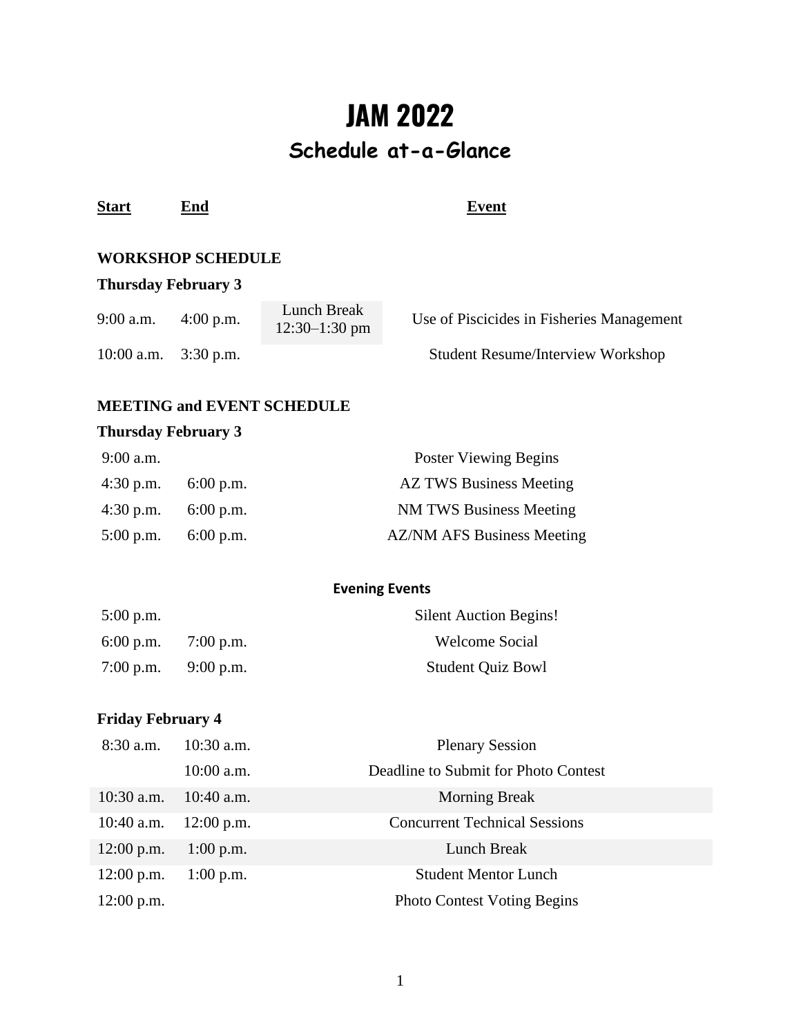# JAM 2022

## Schedule at-a-Glance

| Start | End | | Event |
|---|---|---|---|
| **WORKSHOP SCHEDULE** | | | |
| **Thursday February 3** | | | |
| 9:00 a.m. | 4:00 p.m. | Lunch Break 12:30–1:30 pm | Use of Piscicides in Fisheries Management |
| 10:00 a.m. | 3:30 p.m. | | Student Resume/Interview Workshop |
| **MEETING and EVENT SCHEDULE** | | | |
| **Thursday February 3** | | | |
| 9:00 a.m. | | | Poster Viewing Begins |
| 4:30 p.m. | 6:00 p.m. | | AZ TWS Business Meeting |
| 4:30 p.m. | 6:00 p.m. | | NM TWS Business Meeting |
| 5:00 p.m. | 6:00 p.m. | | AZ/NM AFS Business Meeting |
| | | | **Evening Events** |
| 5:00 p.m. | | | Silent Auction Begins! |
| 6:00 p.m. | 7:00 p.m. | | Welcome Social |
| 7:00 p.m. | 9:00 p.m. | | Student Quiz Bowl |
| **Friday February 4** | | | |
| 8:30 a.m. | 10:30 a.m. | | Plenary Session |
| | 10:00 a.m. | | Deadline to Submit for Photo Contest |
| 10:30 a.m. | 10:40 a.m. | | Morning Break |
| 10:40 a.m. | 12:00 p.m. | | Concurrent Technical Sessions |
| 12:00 p.m. | 1:00 p.m. | | Lunch Break |
| 12:00 p.m. | 1:00 p.m. | | Student Mentor Lunch |
| 12:00 p.m. | | | Photo Contest Voting Begins |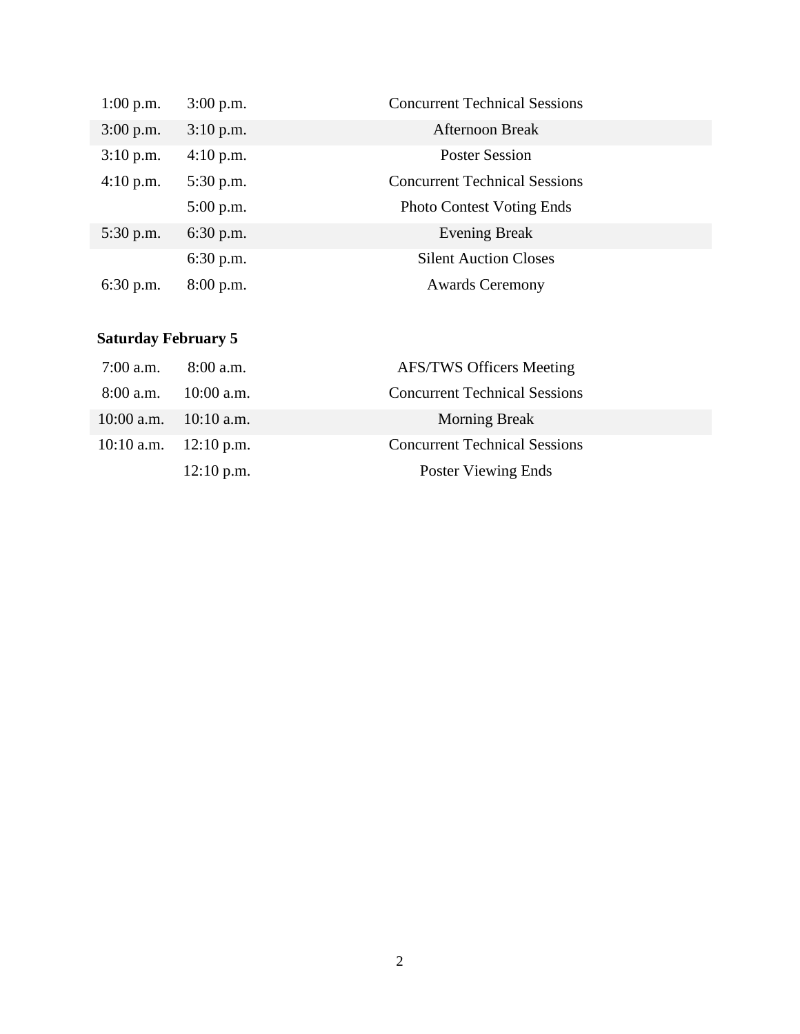| | | |
|---|---|---|
| 1:00 p.m. | 3:00 p.m. | Concurrent Technical Sessions |
| 3:00 p.m. | 3:10 p.m. | Afternoon Break |
| 3:10 p.m. | 4:10 p.m. | Poster Session |
| 4:10 p.m. | 5:30 p.m. | Concurrent Technical Sessions |
| | 5:00 p.m. | Photo Contest Voting Ends |
| 5:30 p.m. | 6:30 p.m. | Evening Break |
| | 6:30 p.m. | Silent Auction Closes |
| 6:30 p.m. | 8:00 p.m. | Awards Ceremony |

**Saturday February 5**

| | | |
|---|---|---|
| 7:00 a.m. | 8:00 a.m. | AFS/TWS Officers Meeting |
| 8:00 a.m. | 10:00 a.m. | Concurrent Technical Sessions |
| 10:00 a.m. | 10:10 a.m. | Morning Break |
| 10:10 a.m. | 12:10 p.m. | Concurrent Technical Sessions |
| | 12:10 p.m. | Poster Viewing Ends |